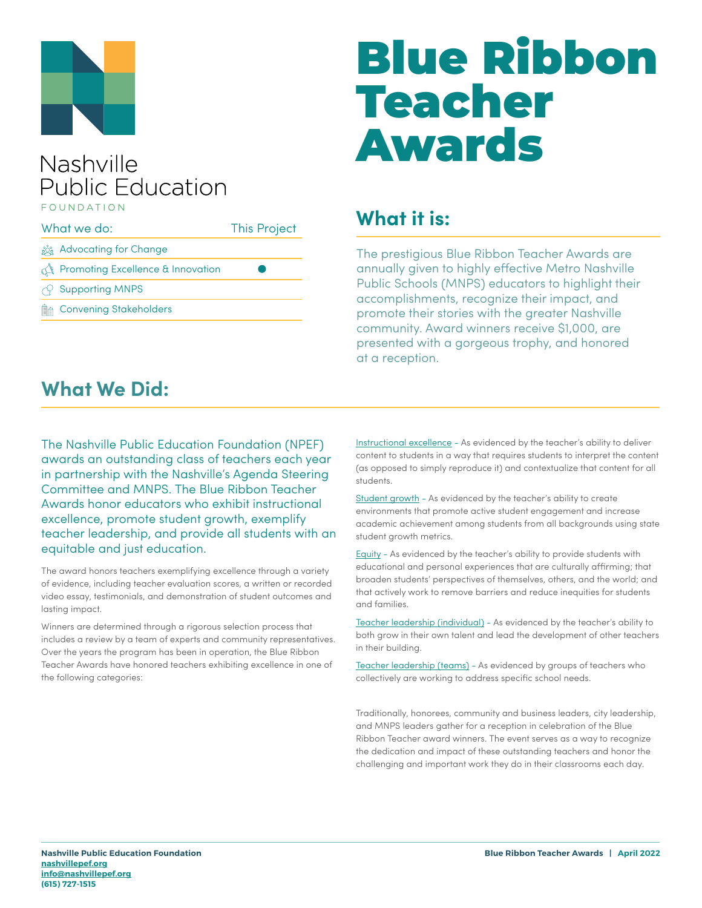Nashville
Public Education
FOUNDATION

# Blue Ribbon Teacher Awards

| What we do: | This Project |
|---|---|
| Advocating for Change | |
| Promoting Excellence & Innovation | ● |
| Supporting MNPS | |
| Convening Stakeholders | |

## What it is:

The prestigious Blue Ribbon Teacher Awards are annually given to highly effective Metro Nashville Public Schools (MNPS) educators to highlight their accomplishments, recognize their impact, and promote their stories with the greater Nashville community. Award winners receive $1,000, are presented with a gorgeous trophy, and honored at a reception.

## What We Did:

The Nashville Public Education Foundation (NPEF) awards an outstanding class of teachers each year in partnership with the Nashville's Agenda Steering Committee and MNPS. The Blue Ribbon Teacher Awards honor educators who exhibit instructional excellence, promote student growth, exemplify teacher leadership, and provide all students with an equitable and just education.

The award honors teachers exemplifying excellence through a variety of evidence, including teacher evaluation scores, a written or recorded video essay, testimonials, and demonstration of student outcomes and lasting impact.

Winners are determined through a rigorous selection process that includes a review by a team of experts and community representatives. Over the years the program has been in operation, the Blue Ribbon Teacher Awards have honored teachers exhibiting excellence in one of the following categories:

Instructional excellence – As evidenced by the teacher's ability to deliver content to students in a way that requires students to interpret the content (as opposed to simply reproduce it) and contextualize that content for all students.

Student growth – As evidenced by the teacher's ability to create environments that promote active student engagement and increase academic achievement among students from all backgrounds using state student growth metrics.

Equity – As evidenced by the teacher's ability to provide students with educational and personal experiences that are culturally affirming; that broaden students' perspectives of themselves, others, and the world; and that actively work to remove barriers and reduce inequities for students and families.

Teacher leadership (individual) – As evidenced by the teacher's ability to both grow in their own talent and lead the development of other teachers in their building.

Teacher leadership (teams) – As evidenced by groups of teachers who collectively are working to address specific school needs.

Traditionally, honorees, community and business leaders, city leadership, and MNPS leaders gather for a reception in celebration of the Blue Ribbon Teacher award winners. The event serves as a way to recognize the dedication and impact of these outstanding teachers and honor the challenging and important work they do in their classrooms each day.

**Nashville Public Education Foundation**
**nashvillepef.org**
**info@nashvillepef.org**
**(615) 727-1515**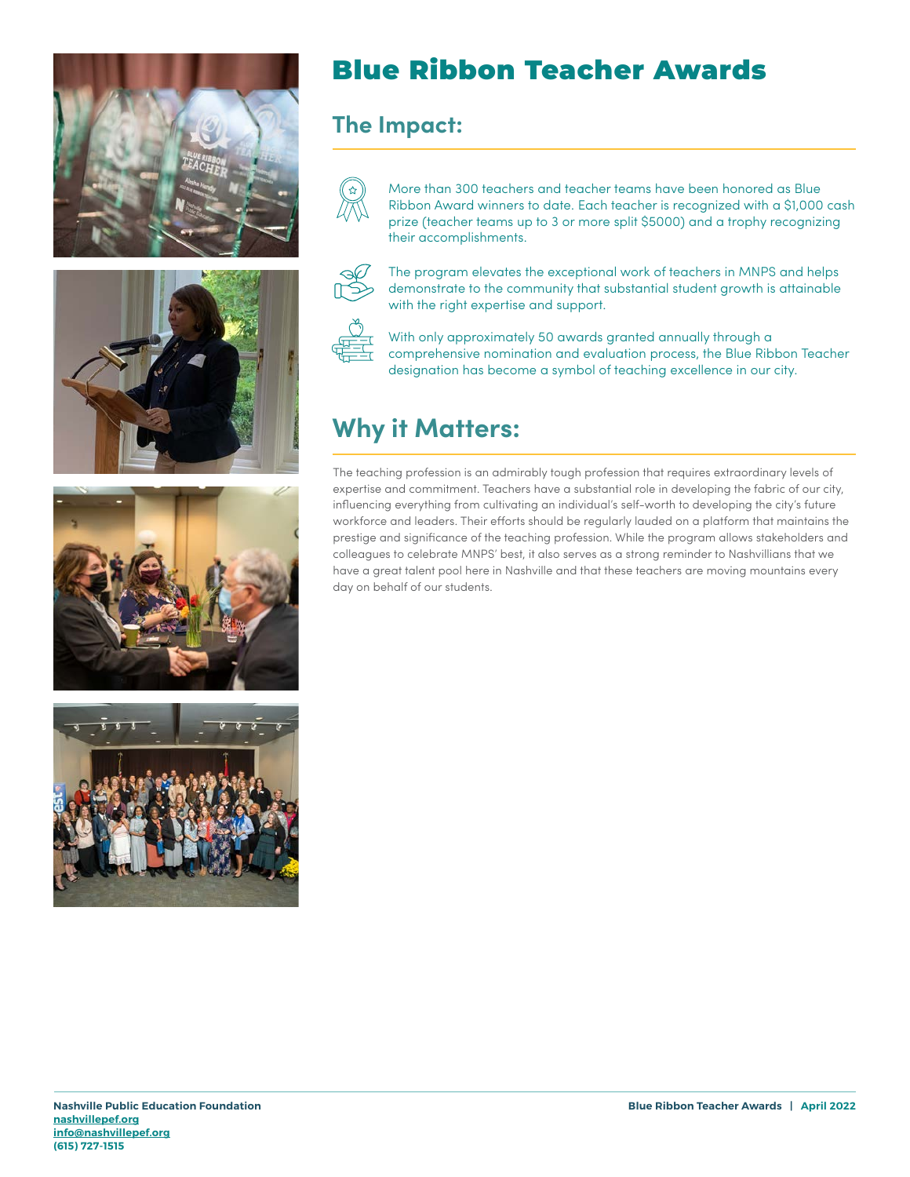# Blue Ribbon Teacher Awards

## The Impact:

More than 300 teachers and teacher teams have been honored as Blue Ribbon Award winners to date. Each teacher is recognized with a $1,000 cash prize (teacher teams up to 3 or more split $5000) and a trophy recognizing their accomplishments.

The program elevates the exceptional work of teachers in MNPS and helps demonstrate to the community that substantial student growth is attainable with the right expertise and support.

With only approximately 50 awards granted annually through a comprehensive nomination and evaluation process, the Blue Ribbon Teacher designation has become a symbol of teaching excellence in our city.

## Why it Matters:

The teaching profession is an admirably tough profession that requires extraordinary levels of expertise and commitment. Teachers have a substantial role in developing the fabric of our city, influencing everything from cultivating an individual's self-worth to developing the city's future workforce and leaders. Their efforts should be regularly lauded on a platform that maintains the prestige and significance of the teaching profession. While the program allows stakeholders and colleagues to celebrate MNPS' best, it also serves as a strong reminder to Nashvillians that we have a great talent pool here in Nashville and that these teachers are moving mountains every day on behalf of our students.

**Nashville Public Education Foundation**
**nashvillepef.org**
**info@nashvillepef.org**
**(615) 727-1515**